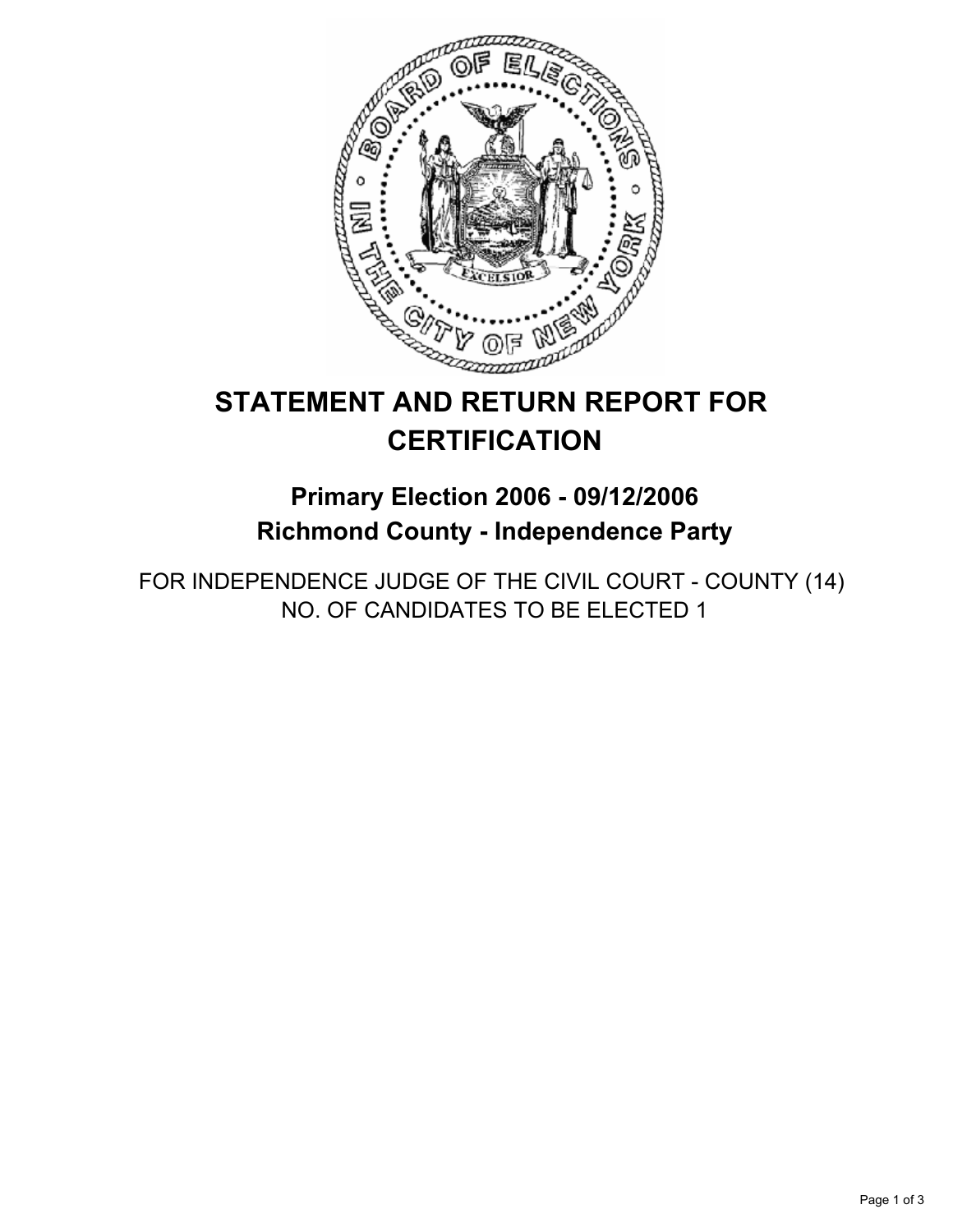# STATEMENT AND RETURN REPORT FOR CERTIFICATION

## Primary Election 2006 - 09/12/2006
## Richmond County - Independence Party

FOR INDEPENDENCE JUDGE OF THE CIVIL COURT - COUNTY (14)
NO. OF CANDIDATES TO BE ELECTED 1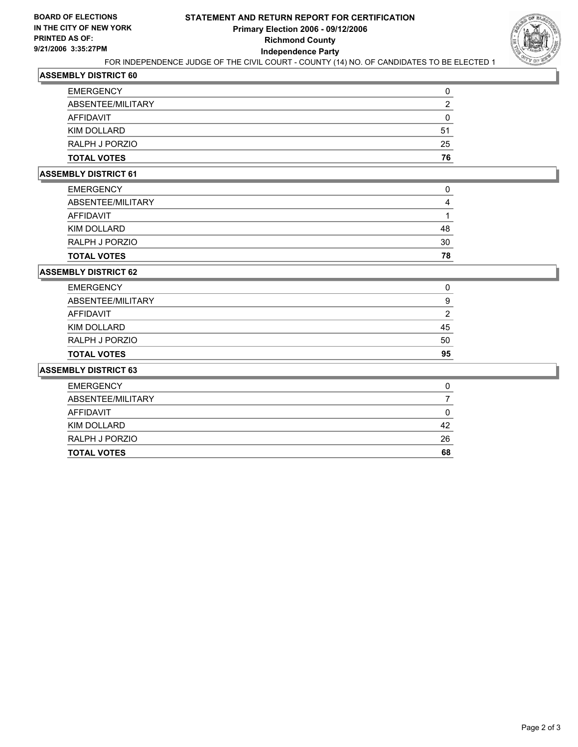**BOARD OF ELECTIONS IN THE CITY OF NEW YORK PRINTED AS OF: 9/21/2006 3:35:27PM**

# STATEMENT AND RETURN REPORT FOR CERTIFICATION
## Primary Election 2006 - 09/12/2006
## Richmond County
## Independence Party

FOR INDEPENDENCE JUDGE OF THE CIVIL COURT - COUNTY (14) NO. OF CANDIDATES TO BE ELECTED 1

### ASSEMBLY DISTRICT 60

| | |
|---|---|
| EMERGENCY | 0 |
| ABSENTEE/MILITARY | 2 |
| AFFIDAVIT | 0 |
| KIM DOLLARD | 51 |
| RALPH J PORZIO | 25 |
| **TOTAL VOTES** | **76** |

### ASSEMBLY DISTRICT 61

| | |
|---|---|
| EMERGENCY | 0 |
| ABSENTEE/MILITARY | 4 |
| AFFIDAVIT | 1 |
| KIM DOLLARD | 48 |
| RALPH J PORZIO | 30 |
| **TOTAL VOTES** | **78** |

### ASSEMBLY DISTRICT 62

| | |
|---|---|
| EMERGENCY | 0 |
| ABSENTEE/MILITARY | 9 |
| AFFIDAVIT | 2 |
| KIM DOLLARD | 45 |
| RALPH J PORZIO | 50 |
| **TOTAL VOTES** | **95** |

### ASSEMBLY DISTRICT 63

| | |
|---|---|
| EMERGENCY | 0 |
| ABSENTEE/MILITARY | 7 |
| AFFIDAVIT | 0 |
| KIM DOLLARD | 42 |
| RALPH J PORZIO | 26 |
| **TOTAL VOTES** | **68** |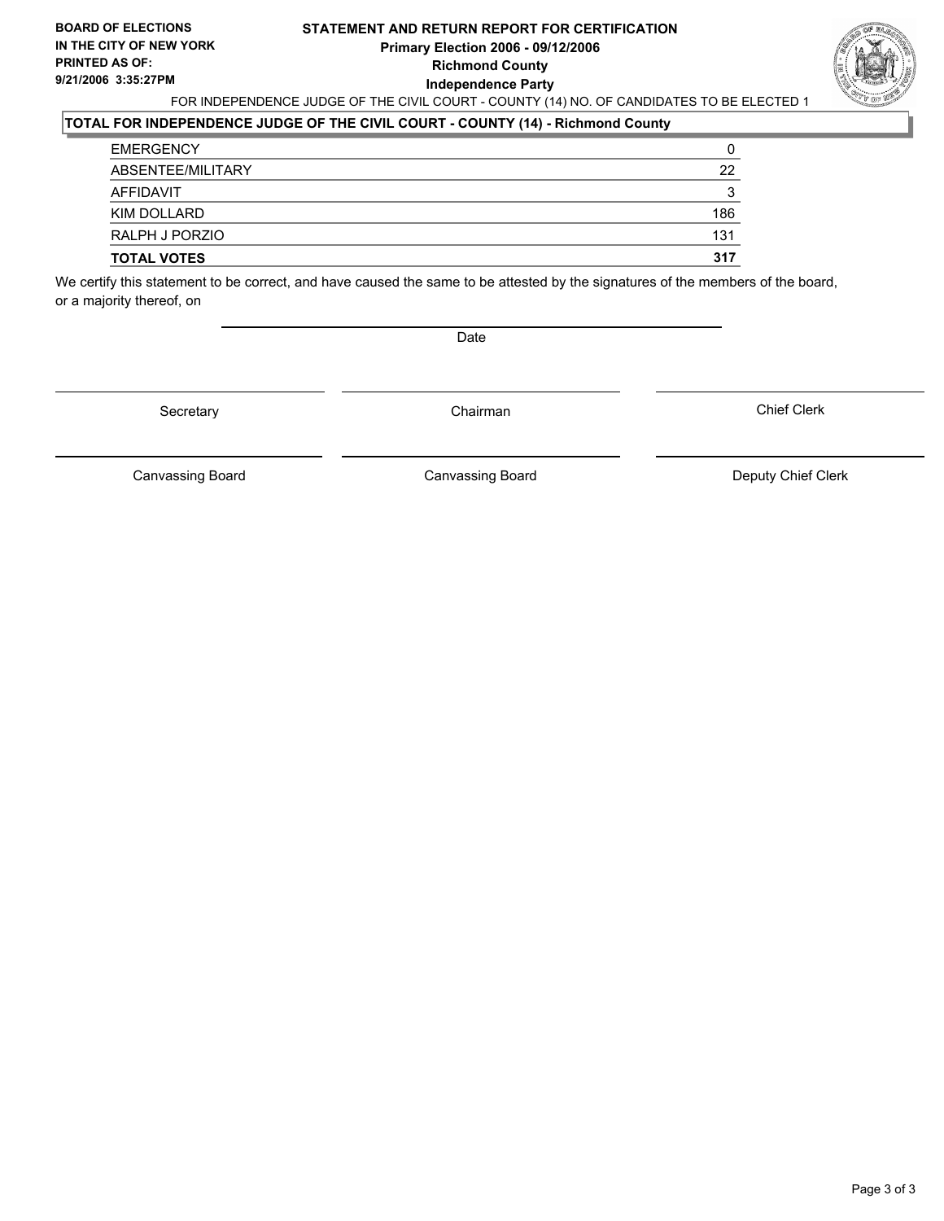**BOARD OF ELECTIONS IN THE CITY OF NEW YORK**
**PRINTED AS OF:**
**9/21/2006 3:35:27PM**

# STATEMENT AND RETURN REPORT FOR CERTIFICATION
## Primary Election 2006 - 09/12/2006
## Richmond County
## Independence Party

FOR INDEPENDENCE JUDGE OF THE CIVIL COURT - COUNTY (14) NO. OF CANDIDATES TO BE ELECTED 1

### TOTAL FOR INDEPENDENCE JUDGE OF THE CIVIL COURT - COUNTY (14) - Richmond County

| | |
|---|---|
| EMERGENCY | 0 |
| ABSENTEE/MILITARY | 22 |
| AFFIDAVIT | 3 |
| KIM DOLLARD | 186 |
| RALPH J PORZIO | 131 |
| **TOTAL VOTES** | **317** |

We certify this statement to be correct, and have caused the same to be attested by the signatures of the members of the board, or a majority thereof, on

Date

Secretary

Chairman

Chief Clerk

Canvassing Board

Canvassing Board

Deputy Chief Clerk